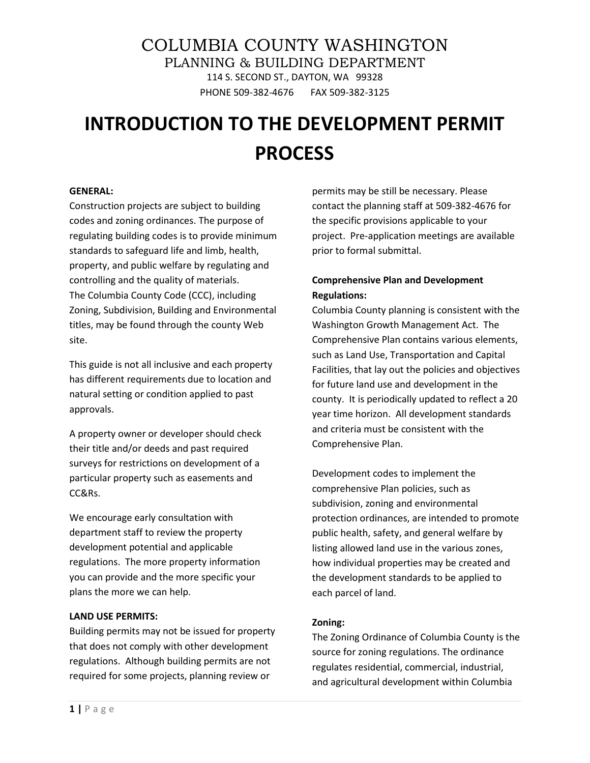# COLUMBIA COUNTY WASHINGTON

PLANNING & BUILDING DEPARTMENT

114 S. SECOND ST., DAYTON, WA 99328

PHONE 509-382-4676 FAX 509-382-3125

# INTRODUCTION TO THE DEVELOPMENT PERMIT PROCESS

**GENERAL:**

Construction projects are subject to building codes and zoning ordinances. The purpose of regulating building codes is to provide minimum standards to safeguard life and limb, health, property, and public welfare by regulating and controlling and the quality of materials.
The Columbia County Code (CCC), including Zoning, Subdivision, Building and Environmental titles, may be found through the county Web site.

This guide is not all inclusive and each property has different requirements due to location and natural setting or condition applied to past approvals.

A property owner or developer should check their title and/or deeds and past required surveys for restrictions on development of a particular property such as easements and CC&Rs.

We encourage early consultation with department staff to review the property development potential and applicable regulations. The more property information you can provide and the more specific your plans the more we can help.

**LAND USE PERMITS:**

Building permits may not be issued for property that does not comply with other development regulations. Although building permits are not required for some projects, planning review or permits may be still be necessary. Please contact the planning staff at 509-382-4676 for the specific provisions applicable to your project. Pre-application meetings are available prior to formal submittal.

**Comprehensive Plan and Development Regulations:**

Columbia County planning is consistent with the Washington Growth Management Act. The Comprehensive Plan contains various elements, such as Land Use, Transportation and Capital Facilities, that lay out the policies and objectives for future land use and development in the county. It is periodically updated to reflect a 20 year time horizon. All development standards and criteria must be consistent with the Comprehensive Plan.

Development codes to implement the comprehensive Plan policies, such as subdivision, zoning and environmental protection ordinances, are intended to promote public health, safety, and general welfare by listing allowed land use in the various zones, how individual properties may be created and the development standards to be applied to each parcel of land.

**Zoning:**

The Zoning Ordinance of Columbia County is the source for zoning regulations. The ordinance regulates residential, commercial, industrial, and agricultural development within Columbia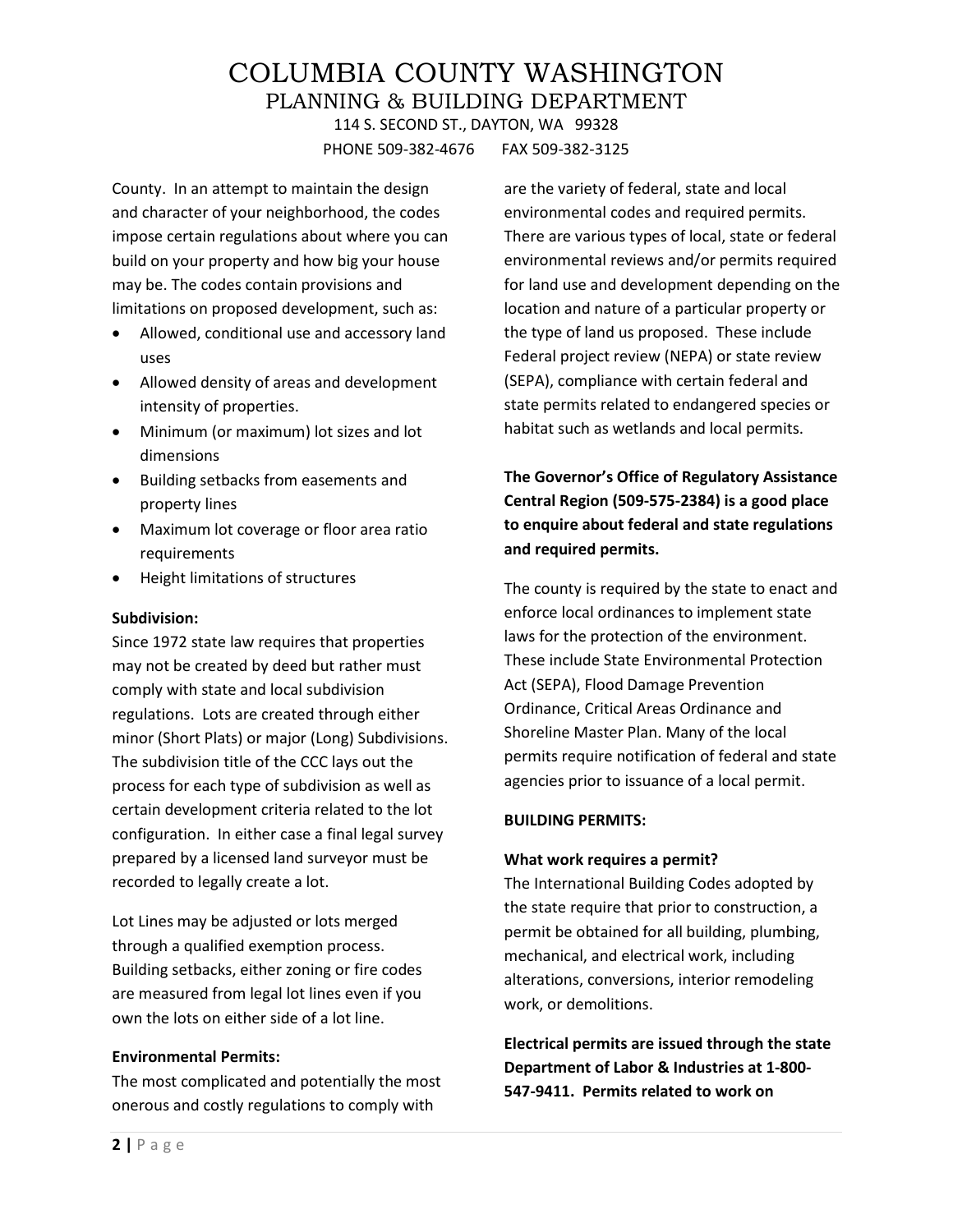County. In an attempt to maintain the design and character of your neighborhood, the codes impose certain regulations about where you can build on your property and how big your house may be. The codes contain provisions and limitations on proposed development, such as:

- Allowed, conditional use and accessory land uses
- Allowed density of areas and development intensity of properties.
- Minimum (or maximum) lot sizes and lot dimensions
- Building setbacks from easements and property lines
- Maximum lot coverage or floor area ratio requirements
- Height limitations of structures

**Subdivision:**
Since 1972 state law requires that properties may not be created by deed but rather must comply with state and local subdivision regulations. Lots are created through either minor (Short Plats) or major (Long) Subdivisions. The subdivision title of the CCC lays out the process for each type of subdivision as well as certain development criteria related to the lot configuration. In either case a final legal survey prepared by a licensed land surveyor must be recorded to legally create a lot.

Lot Lines may be adjusted or lots merged through a qualified exemption process. Building setbacks, either zoning or fire codes are measured from legal lot lines even if you own the lots on either side of a lot line.

**Environmental Permits:**
The most complicated and potentially the most onerous and costly regulations to comply with are the variety of federal, state and local environmental codes and required permits. There are various types of local, state or federal environmental reviews and/or permits required for land use and development depending on the location and nature of a particular property or the type of land us proposed. These include Federal project review (NEPA) or state review (SEPA), compliance with certain federal and state permits related to endangered species or habitat such as wetlands and local permits.

**The Governor's Office of Regulatory Assistance Central Region (509-575-2384) is a good place to enquire about federal and state regulations and required permits.**

The county is required by the state to enact and enforce local ordinances to implement state laws for the protection of the environment. These include State Environmental Protection Act (SEPA), Flood Damage Prevention Ordinance, Critical Areas Ordinance and Shoreline Master Plan. Many of the local permits require notification of federal and state agencies prior to issuance of a local permit.

**BUILDING PERMITS:**

**What work requires a permit?**
The International Building Codes adopted by the state require that prior to construction, a permit be obtained for all building, plumbing, mechanical, and electrical work, including alterations, conversions, interior remodeling work, or demolitions.

**Electrical permits are issued through the state Department of Labor & Industries at 1-800-547-9411. Permits related to work on**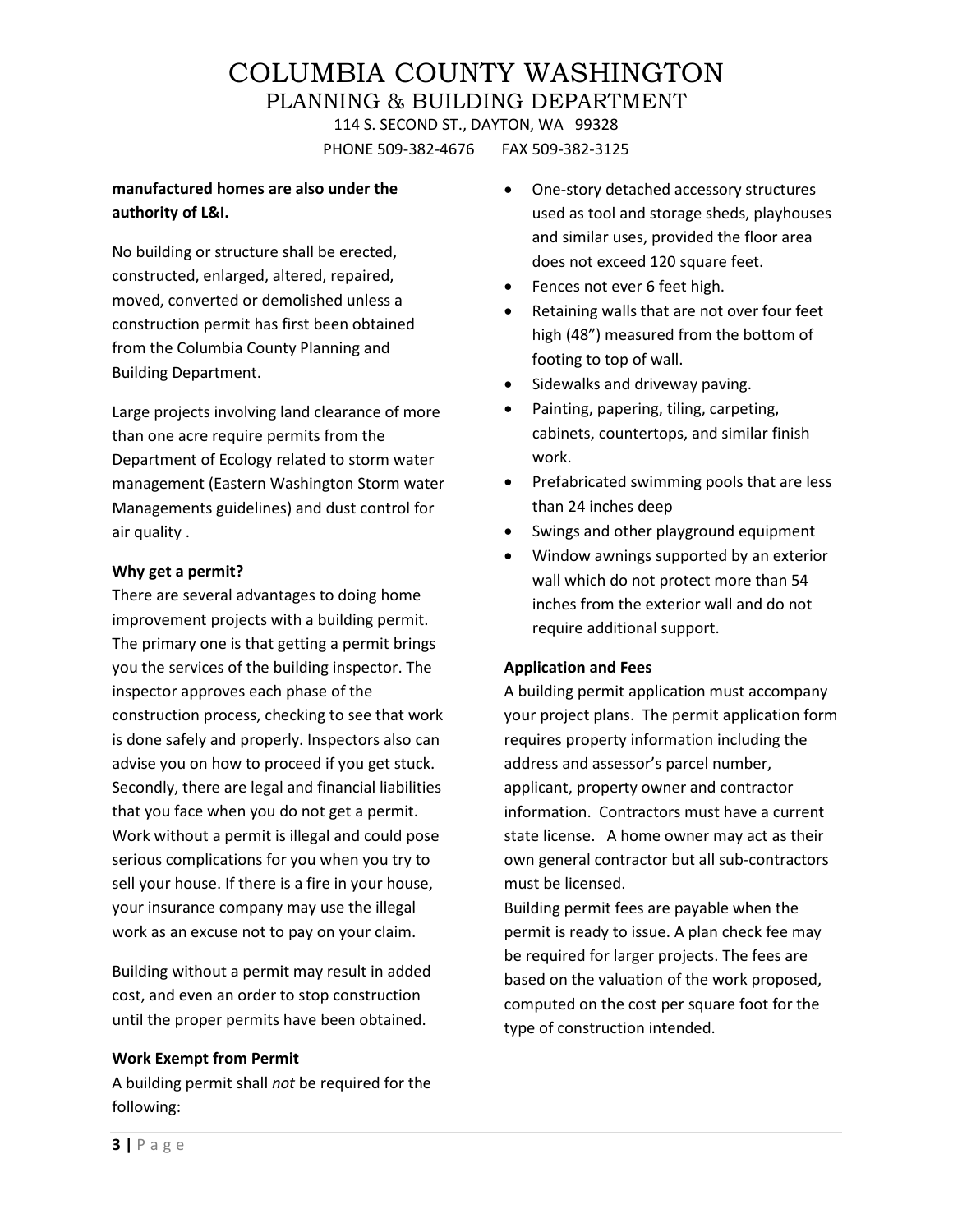**manufactured homes are also under the authority of L&I.**

No building or structure shall be erected, constructed, enlarged, altered, repaired, moved, converted or demolished unless a construction permit has first been obtained from the Columbia County Planning and Building Department.

Large projects involving land clearance of more than one acre require permits from the Department of Ecology related to storm water management (Eastern Washington Storm water Managements guidelines) and dust control for air quality .

**Why get a permit?**

There are several advantages to doing home improvement projects with a building permit. The primary one is that getting a permit brings you the services of the building inspector. The inspector approves each phase of the construction process, checking to see that work is done safely and properly. Inspectors also can advise you on how to proceed if you get stuck. Secondly, there are legal and financial liabilities that you face when you do not get a permit. Work without a permit is illegal and could pose serious complications for you when you try to sell your house. If there is a fire in your house, your insurance company may use the illegal work as an excuse not to pay on your claim.

Building without a permit may result in added cost, and even an order to stop construction until the proper permits have been obtained.

**Work Exempt from Permit**

A building permit shall *not* be required for the following:

- One-story detached accessory structures used as tool and storage sheds, playhouses and similar uses, provided the floor area does not exceed 120 square feet.
- Fences not ever 6 feet high.
- Retaining walls that are not over four feet high (48") measured from the bottom of footing to top of wall.
- Sidewalks and driveway paving.
- Painting, papering, tiling, carpeting, cabinets, countertops, and similar finish work.
- Prefabricated swimming pools that are less than 24 inches deep
- Swings and other playground equipment
- Window awnings supported by an exterior wall which do not protect more than 54 inches from the exterior wall and do not require additional support.

**Application and Fees**

A building permit application must accompany your project plans. The permit application form requires property information including the address and assessor's parcel number, applicant, property owner and contractor information. Contractors must have a current state license. A home owner may act as their own general contractor but all sub-contractors must be licensed.

Building permit fees are payable when the permit is ready to issue. A plan check fee may be required for larger projects. The fees are based on the valuation of the work proposed, computed on the cost per square foot for the type of construction intended.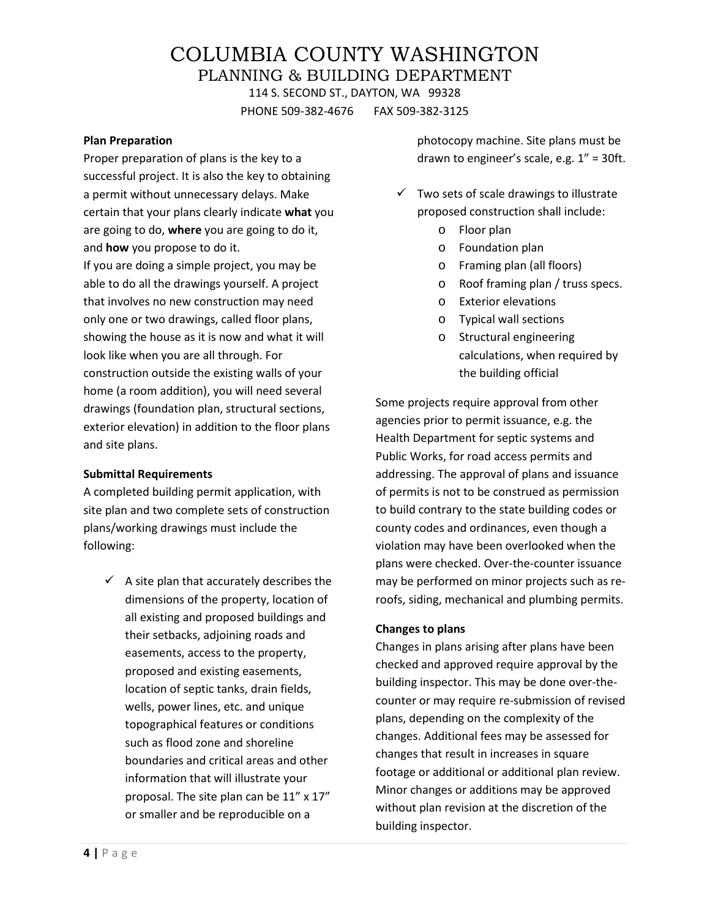### Plan Preparation

Proper preparation of plans is the key to a successful project. It is also the key to obtaining a permit without unnecessary delays. Make certain that your plans clearly indicate **what** you are going to do, **where** you are going to do it, and **how** you propose to do it.

If you are doing a simple project, you may be able to do all the drawings yourself. A project that involves no new construction may need only one or two drawings, called floor plans, showing the house as it is now and what it will look like when you are all through. For construction outside the existing walls of your home (a room addition), you will need several drawings (foundation plan, structural sections, exterior elevation) in addition to the floor plans and site plans.

### Submittal Requirements

A completed building permit application, with site plan and two complete sets of construction plans/working drawings must include the following:

- ✓ A site plan that accurately describes the dimensions of the property, location of all existing and proposed buildings and their setbacks, adjoining roads and easements, access to the property, proposed and existing easements, location of septic tanks, drain fields, wells, power lines, etc. and unique topographical features or conditions such as flood zone and shoreline boundaries and critical areas and other information that will illustrate your proposal. The site plan can be 11" x 17" or smaller and be reproducible on a photocopy machine. Site plans must be drawn to engineer's scale, e.g. 1" = 30ft.
- ✓ Two sets of scale drawings to illustrate proposed construction shall include:
  - Floor plan
  - Foundation plan
  - Framing plan (all floors)
  - Roof framing plan / truss specs.
  - Exterior elevations
  - Typical wall sections
  - Structural engineering calculations, when required by the building official

Some projects require approval from other agencies prior to permit issuance, e.g. the Health Department for septic systems and Public Works, for road access permits and addressing. The approval of plans and issuance of permits is not to be construed as permission to build contrary to the state building codes or county codes and ordinances, even though a violation may have been overlooked when the plans were checked. Over-the-counter issuance may be performed on minor projects such as re-roofs, siding, mechanical and plumbing permits.

### Changes to plans

Changes in plans arising after plans have been checked and approved require approval by the building inspector. This may be done over-the-counter or may require re-submission of revised plans, depending on the complexity of the changes. Additional fees may be assessed for changes that result in increases in square footage or additional or additional plan review. Minor changes or additions may be approved without plan revision at the discretion of the building inspector.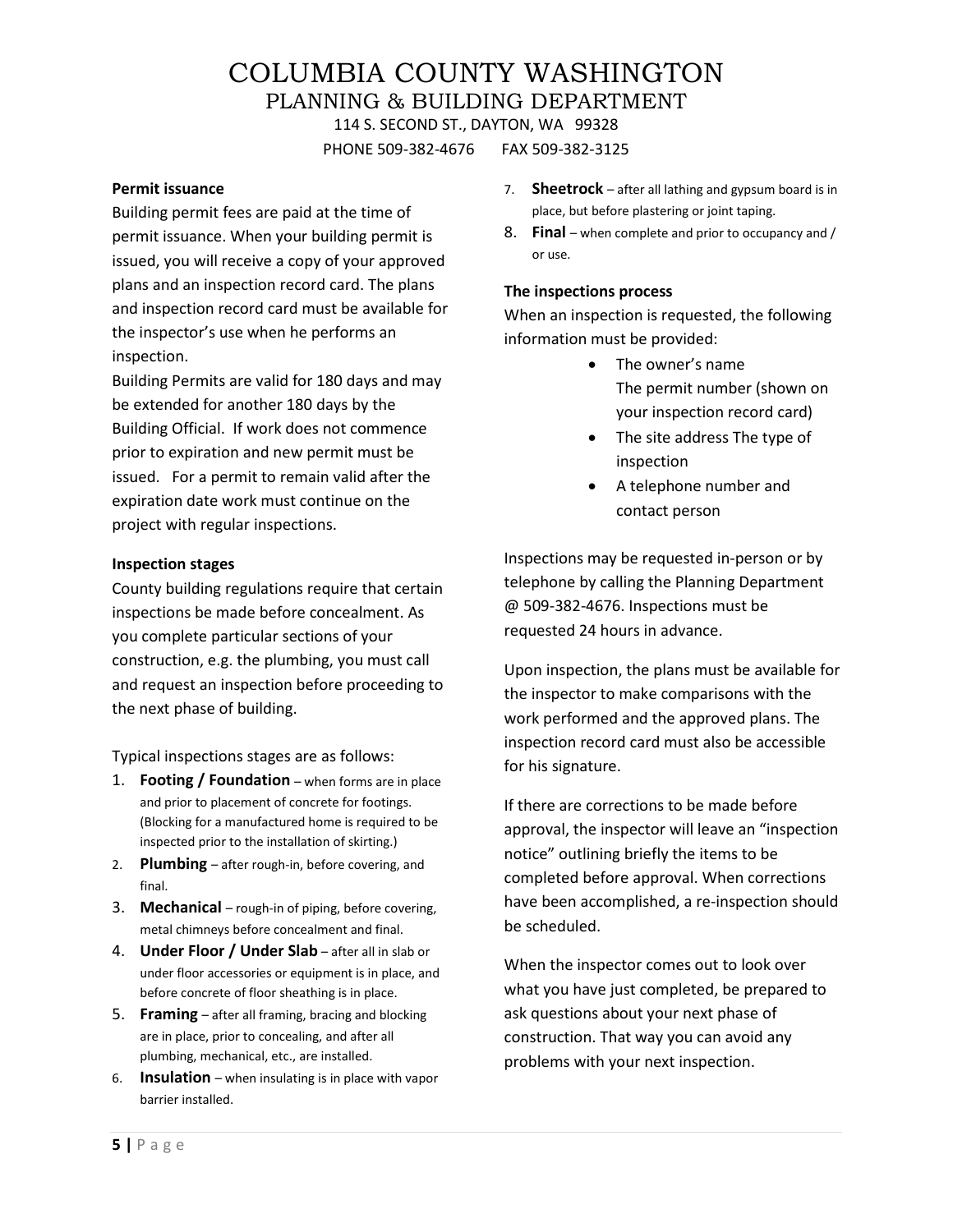# COLUMBIA COUNTY WASHINGTON

## PLANNING & BUILDING DEPARTMENT

114 S. SECOND ST., DAYTON, WA 99328

PHONE 509-382-4676 FAX 509-382-3125

**Permit issuance**

Building permit fees are paid at the time of permit issuance. When your building permit is issued, you will receive a copy of your approved plans and an inspection record card. The plans and inspection record card must be available for the inspector's use when he performs an inspection.

Building Permits are valid for 180 days and may be extended for another 180 days by the Building Official. If work does not commence prior to expiration and new permit must be issued. For a permit to remain valid after the expiration date work must continue on the project with regular inspections.

**Inspection stages**

County building regulations require that certain inspections be made before concealment. As you complete particular sections of your construction, e.g. the plumbing, you must call and request an inspection before proceeding to the next phase of building.

Typical inspections stages are as follows:

1. **Footing / Foundation** – when forms are in place and prior to placement of concrete for footings. (Blocking for a manufactured home is required to be inspected prior to the installation of skirting.)
2. **Plumbing** – after rough-in, before covering, and final.
3. **Mechanical** – rough-in of piping, before covering, metal chimneys before concealment and final.
4. **Under Floor / Under Slab** – after all in slab or under floor accessories or equipment is in place, and before concrete of floor sheathing is in place.
5. **Framing** – after all framing, bracing and blocking are in place, prior to concealing, and after all plumbing, mechanical, etc., are installed.
6. **Insulation** – when insulating is in place with vapor barrier installed.
7. **Sheetrock** – after all lathing and gypsum board is in place, but before plastering or joint taping.
8. **Final** – when complete and prior to occupancy and / or use.

**The inspections process**

When an inspection is requested, the following information must be provided:

- The owner's name
  The permit number (shown on your inspection record card)
- The site address The type of inspection
- A telephone number and contact person

Inspections may be requested in-person or by telephone by calling the Planning Department @ 509-382-4676. Inspections must be requested 24 hours in advance.

Upon inspection, the plans must be available for the inspector to make comparisons with the work performed and the approved plans. The inspection record card must also be accessible for his signature.

If there are corrections to be made before approval, the inspector will leave an "inspection notice" outlining briefly the items to be completed before approval. When corrections have been accomplished, a re-inspection should be scheduled.

When the inspector comes out to look over what you have just completed, be prepared to ask questions about your next phase of construction. That way you can avoid any problems with your next inspection.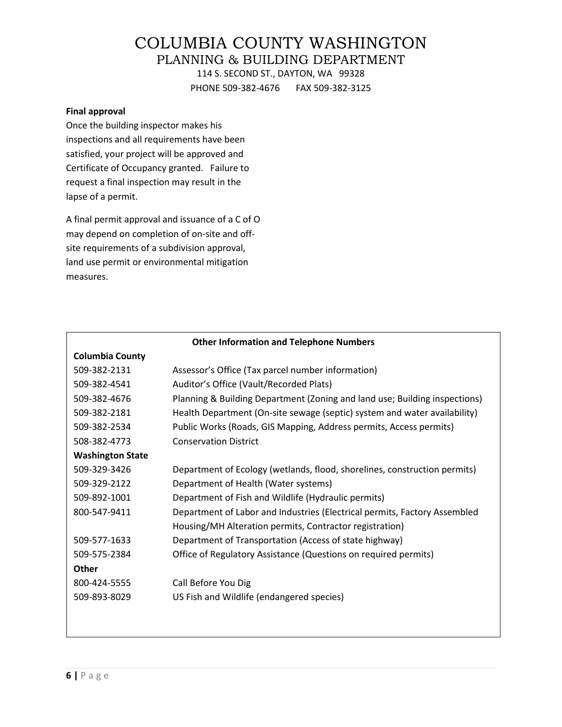# COLUMBIA COUNTY WASHINGTON

## PLANNING & BUILDING DEPARTMENT

114 S. SECOND ST., DAYTON, WA 99328

PHONE 509-382-4676 FAX 509-382-3125

**Final approval**

Once the building inspector makes his inspections and all requirements have been satisfied, your project will be approved and Certificate of Occupancy granted. Failure to request a final inspection may result in the lapse of a permit.

A final permit approval and issuance of a C of O may depend on completion of on-site and off-site requirements of a subdivision approval, land use permit or environmental mitigation measures.

**Other Information and Telephone Numbers**

| | |
|---|---|
| **Columbia County** | |
| 509-382-2131 | Assessor's Office (Tax parcel number information) |
| 509-382-4541 | Auditor's Office (Vault/Recorded Plats) |
| 509-382-4676 | Planning & Building Department (Zoning and land use; Building inspections) |
| 509-382-2181 | Health Department (On-site sewage (septic) system and water availability) |
| 509-382-2534 | Public Works (Roads, GIS Mapping, Address permits, Access permits) |
| 508-382-4773 | Conservation District |
| **Washington State** | |
| 509-329-3426 | Department of Ecology (wetlands, flood, shorelines, construction permits) |
| 509-329-2122 | Department of Health (Water systems) |
| 509-892-1001 | Department of Fish and Wildlife (Hydraulic permits) |
| 800-547-9411 | Department of Labor and Industries (Electrical permits, Factory Assembled Housing/MH Alteration permits, Contractor registration) |
| 509-577-1633 | Department of Transportation (Access of state highway) |
| 509-575-2384 | Office of Regulatory Assistance (Questions on required permits) |
| **Other** | |
| 800-424-5555 | Call Before You Dig |
| 509-893-8029 | US Fish and Wildlife (endangered species) |